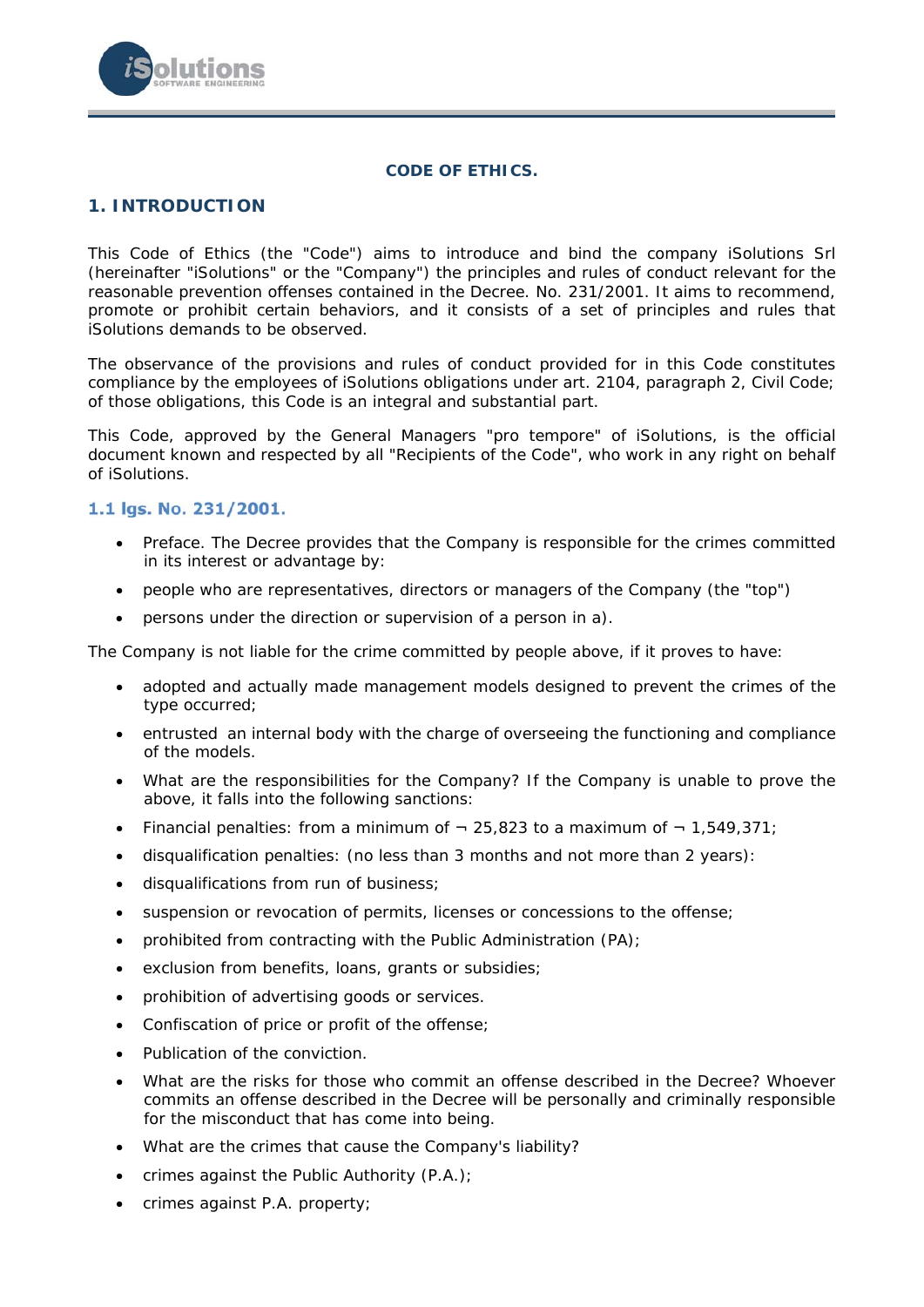**CODE OF ETHICS.**

## 1. INTRODUCTION

This Code of Ethics (the "Code") aims to introduce and bind the company iSolutions Srl (hereinafter "iSolutions" or the "Company") the principles and rules of conduct relevant for the reasonable prevention offenses contained in the Decree. No. 231/2001. It aims to recommend, promote or prohibit certain behaviors, and it consists of a set of principles and rules that iSolutions demands to be observed.

The observance of the provisions and rules of conduct provided for in this Code constitutes compliance by the employees of iSolutions obligations under art. 2104, paragraph 2, Civil Code; of those obligations, this Code is an integral and substantial part.

This Code, approved by the General Managers "pro tempore" of iSolutions, is the official document known and respected by all "Recipients of the Code", who work in any right on behalf of iSolutions.

### 1.1 lgs. No. 231/2001.

- Preface. The Decree provides that the Company is responsible for the crimes committed in its interest or advantage by:
- people who are representatives, directors or managers of the Company (the "top")
- persons under the direction or supervision of a person in a).

The Company is not liable for the crime committed by people above, if it proves to have:

- adopted and actually made management models designed to prevent the crimes of the type occurred;
- entrusted an internal body with the charge of overseeing the functioning and compliance of the models.
- What are the responsibilities for the Company? If the Company is unable to prove the above, it falls into the following sanctions:
- Financial penalties: from a minimum of ¬ 25,823 to a maximum of ¬ 1,549,371;
- disqualification penalties: (no less than 3 months and not more than 2 years):
- disqualifications from run of business;
- suspension or revocation of permits, licenses or concessions to the offense;
- prohibited from contracting with the Public Administration (PA);
- exclusion from benefits, loans, grants or subsidies;
- prohibition of advertising goods or services.
- Confiscation of price or profit of the offense;
- Publication of the conviction.
- What are the risks for those who commit an offense described in the Decree? Whoever commits an offense described in the Decree will be personally and criminally responsible for the misconduct that has come into being.
- What are the crimes that cause the Company's liability?
- crimes against the Public Authority (P.A.);
- crimes against P.A. property;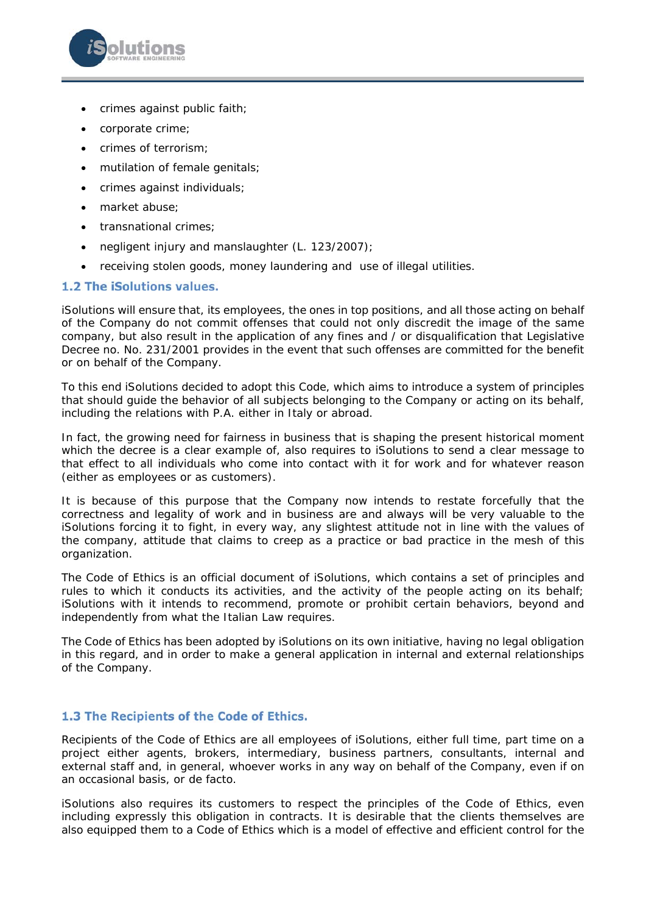- crimes against public faith;
- corporate crime;
- crimes of terrorism;
- mutilation of female genitals;
- crimes against individuals;
- market abuse;
- transnational crimes;
- negligent injury and manslaughter (L. 123/2007);
- receiving stolen goods, money laundering and use of illegal utilities.

### 1.2 The iSolutions values.

iSolutions will ensure that, its employees, the ones in top positions, and all those acting on behalf of the Company do not commit offenses that could not only discredit the image of the same company, but also result in the application of any fines and / or disqualification that Legislative Decree no. No. 231/2001 provides in the event that such offenses are committed for the benefit or on behalf of the Company.

To this end iSolutions decided to adopt this Code, which aims to introduce a system of principles that should guide the behavior of all subjects belonging to the Company or acting on its behalf, including the relations with P.A. either in Italy or abroad.

In fact, the growing need for fairness in business that is shaping the present historical moment which the decree is a clear example of, also requires to iSolutions to send a clear message to that effect to all individuals who come into contact with it for work and for whatever reason (either as employees or as customers).

It is because of this purpose that the Company now intends to restate forcefully that the correctness and legality of work and in business are and always will be very valuable to the iSolutions forcing it to fight, in every way, any slightest attitude not in line with the values of the company, attitude that claims to creep as a practice or bad practice in the mesh of this organization.

The Code of Ethics is an official document of iSolutions, which contains a set of principles and rules to which it conducts its activities, and the activity of the people acting on its behalf; iSolutions with it intends to recommend, promote or prohibit certain behaviors, beyond and independently from what the Italian Law requires.

The Code of Ethics has been adopted by iSolutions on its own initiative, having no legal obligation in this regard, and in order to make a general application in internal and external relationships of the Company.

### 1.3 The Recipients of the Code of Ethics.

Recipients of the Code of Ethics are all employees of iSolutions, either full time, part time on a project either agents, brokers, intermediary, business partners, consultants, internal and external staff and, in general, whoever works in any way on behalf of the Company, even if on an occasional basis, or de facto.

iSolutions also requires its customers to respect the principles of the Code of Ethics, even including expressly this obligation in contracts. It is desirable that the clients themselves are also equipped them to a Code of Ethics which is a model of effective and efficient control for the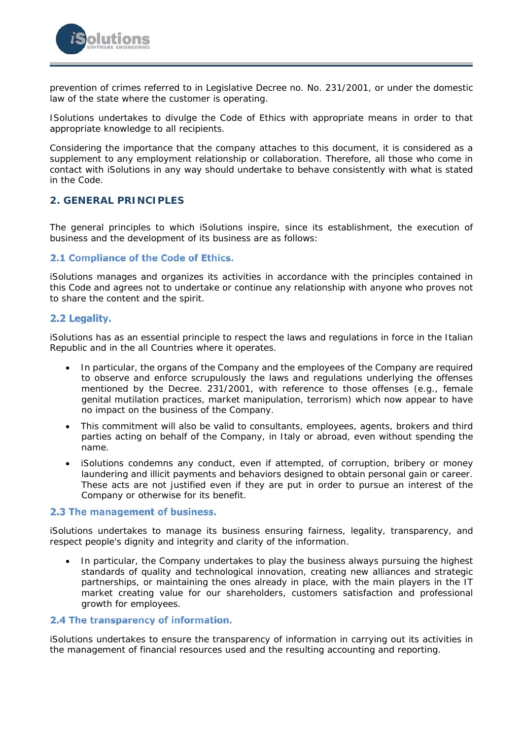prevention of crimes referred to in Legislative Decree no. No. 231/2001, or under the domestic law of the state where the customer is operating.

ISolutions undertakes to divulge the Code of Ethics with appropriate means in order to that appropriate knowledge to all recipients.

Considering the importance that the company attaches to this document, it is considered as a supplement to any employment relationship or collaboration. Therefore, all those who come in contact with iSolutions in any way should undertake to behave consistently with what is stated in the Code.

## 2. GENERAL PRINCIPLES

The general principles to which iSolutions inspire, since its establishment, the execution of business and the development of its business are as follows:

### 2.1 Compliance of the Code of Ethics.

iSolutions manages and organizes its activities in accordance with the principles contained in this Code and agrees not to undertake or continue any relationship with anyone who proves not to share the content and the spirit.

### 2.2 Legality.

iSolutions has as an essential principle to respect the laws and regulations in force in the Italian Republic and in the all Countries where it operates.

- In particular, the organs of the Company and the employees of the Company are required to observe and enforce scrupulously the laws and regulations underlying the offenses mentioned by the Decree. 231/2001, with reference to those offenses (e.g., female genital mutilation practices, market manipulation, terrorism) which now appear to have no impact on the business of the Company.
- This commitment will also be valid to consultants, employees, agents, brokers and third parties acting on behalf of the Company, in Italy or abroad, even without spending the name.
- iSolutions condemns any conduct, even if attempted, of corruption, bribery or money laundering and illicit payments and behaviors designed to obtain personal gain or career. These acts are not justified even if they are put in order to pursue an interest of the Company or otherwise for its benefit.

### 2.3 The management of business.

iSolutions undertakes to manage its business ensuring fairness, legality, transparency, and respect people's dignity and integrity and clarity of the information.

- In particular, the Company undertakes to play the business always pursuing the highest standards of quality and technological innovation, creating new alliances and strategic partnerships, or maintaining the ones already in place, with the main players in the IT market creating value for our shareholders, customers satisfaction and professional growth for employees.

### 2.4 The transparency of information.

iSolutions undertakes to ensure the transparency of information in carrying out its activities in the management of financial resources used and the resulting accounting and reporting.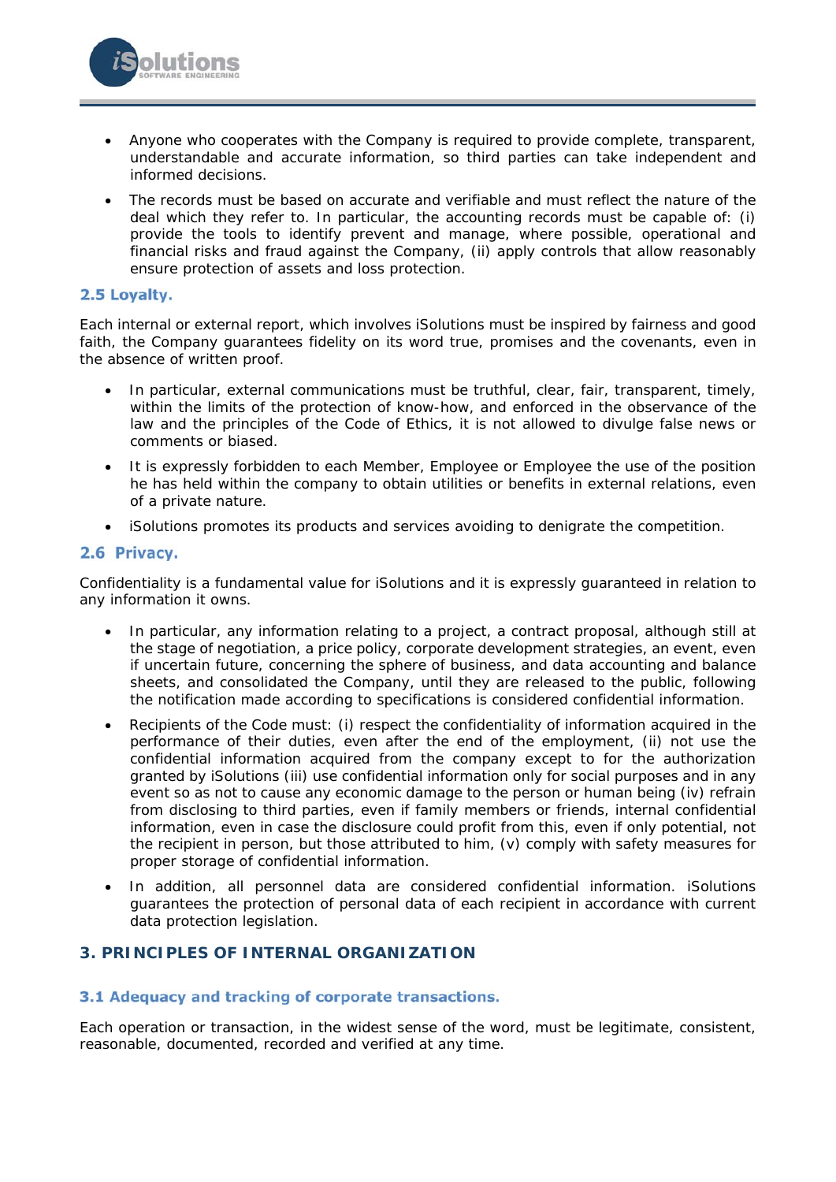- Anyone who cooperates with the Company is required to provide complete, transparent, understandable and accurate information, so third parties can take independent and informed decisions.
- The records must be based on accurate and verifiable and must reflect the nature of the deal which they refer to. In particular, the accounting records must be capable of: (i) provide the tools to identify prevent and manage, where possible, operational and financial risks and fraud against the Company, (ii) apply controls that allow reasonably ensure protection of assets and loss protection.

### 2.5 Loyalty.

Each internal or external report, which involves iSolutions must be inspired by fairness and good faith, the Company guarantees fidelity on its word true, promises and the covenants, even in the absence of written proof.

- In particular, external communications must be truthful, clear, fair, transparent, timely, within the limits of the protection of know-how, and enforced in the observance of the law and the principles of the Code of Ethics, it is not allowed to divulge false news or comments or biased.
- It is expressly forbidden to each Member, Employee or Employee the use of the position he has held within the company to obtain utilities or benefits in external relations, even of a private nature.
- iSolutions promotes its products and services avoiding to denigrate the competition.

### 2.6 Privacy.

Confidentiality is a fundamental value for iSolutions and it is expressly guaranteed in relation to any information it owns.

- In particular, any information relating to a project, a contract proposal, although still at the stage of negotiation, a price policy, corporate development strategies, an event, even if uncertain future, concerning the sphere of business, and data accounting and balance sheets, and consolidated the Company, until they are released to the public, following the notification made according to specifications is considered confidential information.
- Recipients of the Code must: (i) respect the confidentiality of information acquired in the performance of their duties, even after the end of the employment, (ii) not use the confidential information acquired from the company except to for the authorization granted by iSolutions (iii) use confidential information only for social purposes and in any event so as not to cause any economic damage to the person or human being (iv) refrain from disclosing to third parties, even if family members or friends, internal confidential information, even in case the disclosure could profit from this, even if only potential, not the recipient in person, but those attributed to him, (v) comply with safety measures for proper storage of confidential information.
- In addition, all personnel data are considered confidential information. iSolutions guarantees the protection of personal data of each recipient in accordance with current data protection legislation.

## 3. PRINCIPLES OF INTERNAL ORGANIZATION

### 3.1 Adequacy and tracking of corporate transactions.

Each operation or transaction, in the widest sense of the word, must be legitimate, consistent, reasonable, documented, recorded and verified at any time.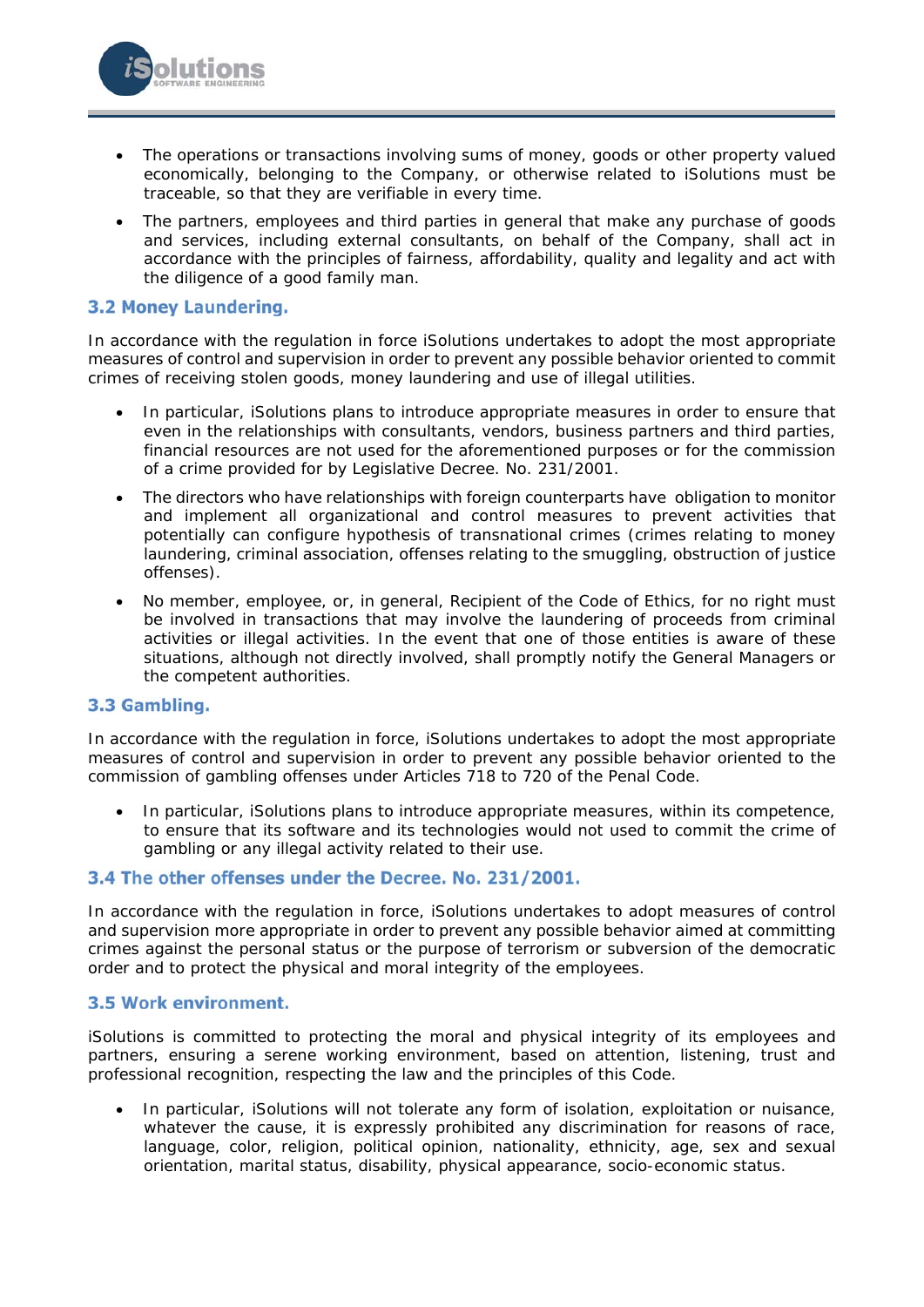- The operations or transactions involving sums of money, goods or other property valued economically, belonging to the Company, or otherwise related to iSolutions must be traceable, so that they are verifiable in every time.
- The partners, employees and third parties in general that make any purchase of goods and services, including external consultants, on behalf of the Company, shall act in accordance with the principles of fairness, affordability, quality and legality and act with the diligence of a good family man.

### 3.2 Money Laundering.

In accordance with the regulation in force iSolutions undertakes to adopt the most appropriate measures of control and supervision in order to prevent any possible behavior oriented to commit crimes of receiving stolen goods, money laundering and use of illegal utilities.

- In particular, iSolutions plans to introduce appropriate measures in order to ensure that even in the relationships with consultants, vendors, business partners and third parties, financial resources are not used for the aforementioned purposes or for the commission of a crime provided for by Legislative Decree. No. 231/2001.
- The directors who have relationships with foreign counterparts have obligation to monitor and implement all organizational and control measures to prevent activities that potentially can configure hypothesis of transnational crimes (crimes relating to money laundering, criminal association, offenses relating to the smuggling, obstruction of justice offenses).
- No member, employee, or, in general, Recipient of the Code of Ethics, for no right must be involved in transactions that may involve the laundering of proceeds from criminal activities or illegal activities. In the event that one of those entities is aware of these situations, although not directly involved, shall promptly notify the General Managers or the competent authorities.

### 3.3 Gambling.

In accordance with the regulation in force, iSolutions undertakes to adopt the most appropriate measures of control and supervision in order to prevent any possible behavior oriented to the commission of gambling offenses under Articles 718 to 720 of the Penal Code.

- In particular, iSolutions plans to introduce appropriate measures, within its competence, to ensure that its software and its technologies would not used to commit the crime of gambling or any illegal activity related to their use.

### 3.4 The other offenses under the Decree. No. 231/2001.

In accordance with the regulation in force, iSolutions undertakes to adopt measures of control and supervision more appropriate in order to prevent any possible behavior aimed at committing crimes against the personal status or the purpose of terrorism or subversion of the democratic order and to protect the physical and moral integrity of the employees.

### 3.5 Work environment.

iSolutions is committed to protecting the moral and physical integrity of its employees and partners, ensuring a serene working environment, based on attention, listening, trust and professional recognition, respecting the law and the principles of this Code.

- In particular, iSolutions will not tolerate any form of isolation, exploitation or nuisance, whatever the cause, it is expressly prohibited any discrimination for reasons of race, language, color, religion, political opinion, nationality, ethnicity, age, sex and sexual orientation, marital status, disability, physical appearance, socio-economic status.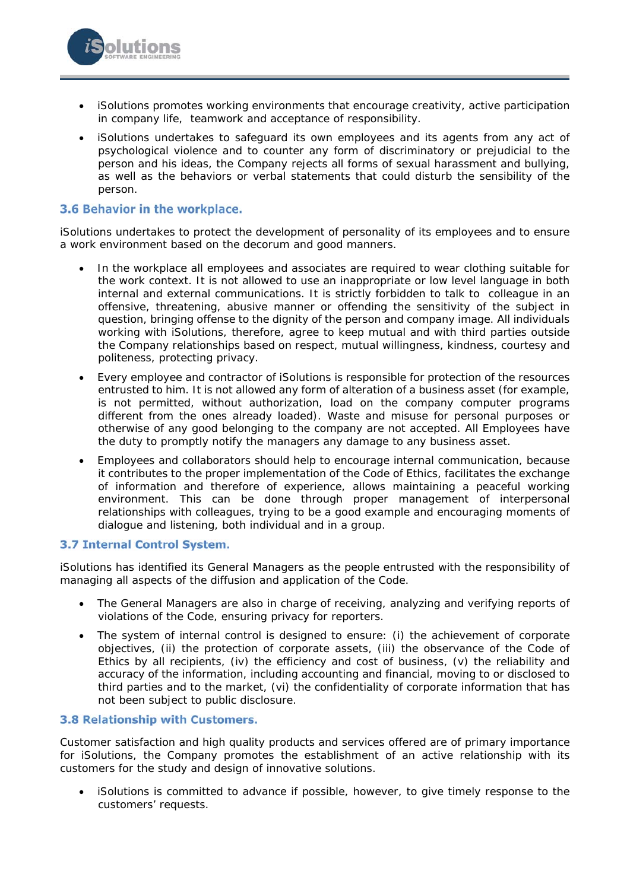- iSolutions promotes working environments that encourage creativity, active participation in company life, teamwork and acceptance of responsibility.
- iSolutions undertakes to safeguard its own employees and its agents from any act of psychological violence and to counter any form of discriminatory or prejudicial to the person and his ideas, the Company rejects all forms of sexual harassment and bullying, as well as the behaviors or verbal statements that could disturb the sensibility of the person.

### 3.6 Behavior in the workplace.

iSolutions undertakes to protect the development of personality of its employees and to ensure a work environment based on the decorum and good manners.

- In the workplace all employees and associates are required to wear clothing suitable for the work context. It is not allowed to use an inappropriate or low level language in both internal and external communications. It is strictly forbidden to talk to colleague in an offensive, threatening, abusive manner or offending the sensitivity of the subject in question, bringing offense to the dignity of the person and company image. All individuals working with iSolutions, therefore, agree to keep mutual and with third parties outside the Company relationships based on respect, mutual willingness, kindness, courtesy and politeness, protecting privacy.
- Every employee and contractor of iSolutions is responsible for protection of the resources entrusted to him. It is not allowed any form of alteration of a business asset (for example, is not permitted, without authorization, load on the company computer programs different from the ones already loaded). Waste and misuse for personal purposes or otherwise of any good belonging to the company are not accepted. All Employees have the duty to promptly notify the managers any damage to any business asset.
- Employees and collaborators should help to encourage internal communication, because it contributes to the proper implementation of the Code of Ethics, facilitates the exchange of information and therefore of experience, allows maintaining a peaceful working environment. This can be done through proper management of interpersonal relationships with colleagues, trying to be a good example and encouraging moments of dialogue and listening, both individual and in a group.

### 3.7 Internal Control System.

iSolutions has identified its General Managers as the people entrusted with the responsibility of managing all aspects of the diffusion and application of the Code.

- The General Managers are also in charge of receiving, analyzing and verifying reports of violations of the Code, ensuring privacy for reporters.
- The system of internal control is designed to ensure: (i) the achievement of corporate objectives, (ii) the protection of corporate assets, (iii) the observance of the Code of Ethics by all recipients, (iv) the efficiency and cost of business, (v) the reliability and accuracy of the information, including accounting and financial, moving to or disclosed to third parties and to the market, (vi) the confidentiality of corporate information that has not been subject to public disclosure.

### 3.8 Relationship with Customers.

Customer satisfaction and high quality products and services offered are of primary importance for iSolutions, the Company promotes the establishment of an active relationship with its customers for the study and design of innovative solutions.

- iSolutions is committed to advance if possible, however, to give timely response to the customers' requests.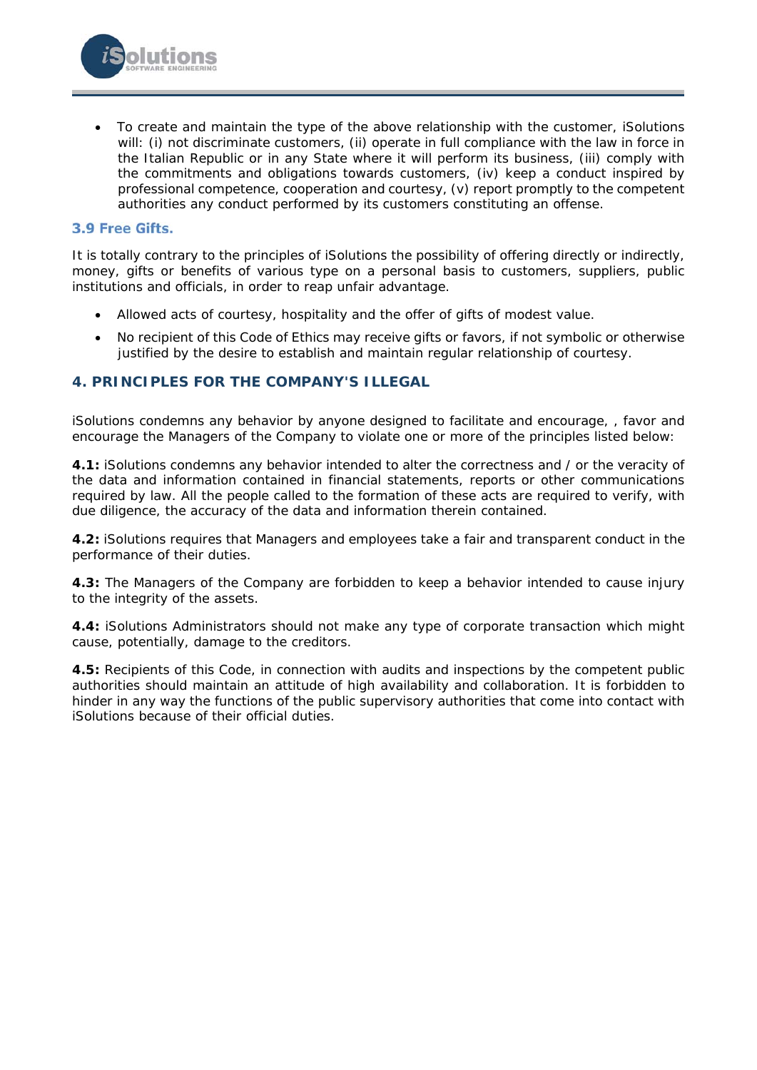- To create and maintain the type of the above relationship with the customer, iSolutions will: (i) not discriminate customers, (ii) operate in full compliance with the law in force in the Italian Republic or in any State where it will perform its business, (iii) comply with the commitments and obligations towards customers, (iv) keep a conduct inspired by professional competence, cooperation and courtesy, (v) report promptly to the competent authorities any conduct performed by its customers constituting an offense.

### 3.9 Free Gifts.

It is totally contrary to the principles of iSolutions the possibility of offering directly or indirectly, money, gifts or benefits of various type on a personal basis to customers, suppliers, public institutions and officials, in order to reap unfair advantage.

- Allowed acts of courtesy, hospitality and the offer of gifts of modest value.
- No recipient of this Code of Ethics may receive gifts or favors, if not symbolic or otherwise justified by the desire to establish and maintain regular relationship of courtesy.

## 4. PRINCIPLES FOR THE COMPANY'S ILLEGAL

iSolutions condemns any behavior by anyone designed to facilitate and encourage, , favor and encourage the Managers of the Company to violate one or more of the principles listed below:

**4.1:** iSolutions condemns any behavior intended to alter the correctness and / or the veracity of the data and information contained in financial statements, reports or other communications required by law. All the people called to the formation of these acts are required to verify, with due diligence, the accuracy of the data and information therein contained.

**4.2:** iSolutions requires that Managers and employees take a fair and transparent conduct in the performance of their duties.

**4.3:** The Managers of the Company are forbidden to keep a behavior intended to cause injury to the integrity of the assets.

**4.4:** iSolutions Administrators should not make any type of corporate transaction which might cause, potentially, damage to the creditors.

**4.5:** Recipients of this Code, in connection with audits and inspections by the competent public authorities should maintain an attitude of high availability and collaboration. It is forbidden to hinder in any way the functions of the public supervisory authorities that come into contact with iSolutions because of their official duties.